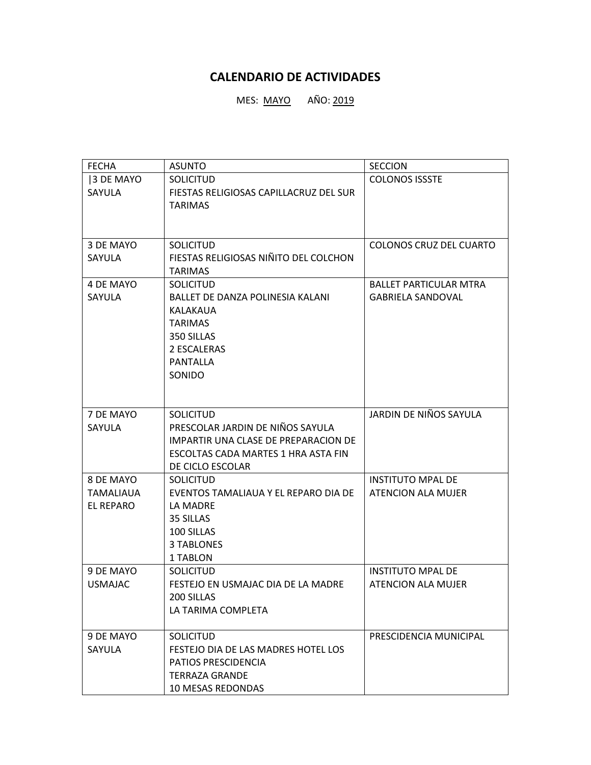# CALENDARIO DE ACTIVIDADES

MES: MAYO AÑO: 2019

| FECHA | ASUNTO | SECCION |
|---|---|---|
| \|3 DE MAYO SAYULA | SOLICITUD FIESTAS RELIGIOSAS CAPILLACRUZ DEL SUR TARIMAS | COLONOS ISSSTE |
| 3 DE MAYO SAYULA | SOLICITUD FIESTAS RELIGIOSAS NIÑITO DEL COLCHON TARIMAS | COLONOS CRUZ DEL CUARTO |
| 4 DE MAYO SAYULA | SOLICITUD BALLET DE DANZA POLINESIA KALANI KALAKAUA TARIMAS 350 SILLAS 2 ESCALERAS PANTALLA SONIDO | BALLET PARTICULAR MTRA GABRIELA SANDOVAL |
| 7 DE MAYO SAYULA | SOLICITUD PRESCOLAR JARDIN DE NIÑOS SAYULA IMPARTIR UNA CLASE DE PREPARACION DE ESCOLTAS CADA MARTES 1 HRA ASTA FIN DE CICLO ESCOLAR | JARDIN DE NIÑOS SAYULA |
| 8 DE MAYO TAMALIAUA EL REPARO | SOLICITUD EVENTOS TAMALIAUA Y EL REPARO DIA DE LA MADRE 35 SILLAS 100 SILLAS 3 TABLONES 1 TABLON | INSTITUTO MPAL DE ATENCION ALA MUJER |
| 9 DE MAYO USMAJAC | SOLICITUD FESTEJO EN USMAJAC DIA DE LA MADRE 200 SILLAS LA TARIMA COMPLETA | INSTITUTO MPAL DE ATENCION ALA MUJER |
| 9 DE MAYO SAYULA | SOLICITUD FESTEJO DIA DE LAS MADRES HOTEL LOS PATIOS PRESCIDENCIA TERRAZA GRANDE 10 MESAS REDONDAS | PRESCIDENCIA MUNICIPAL |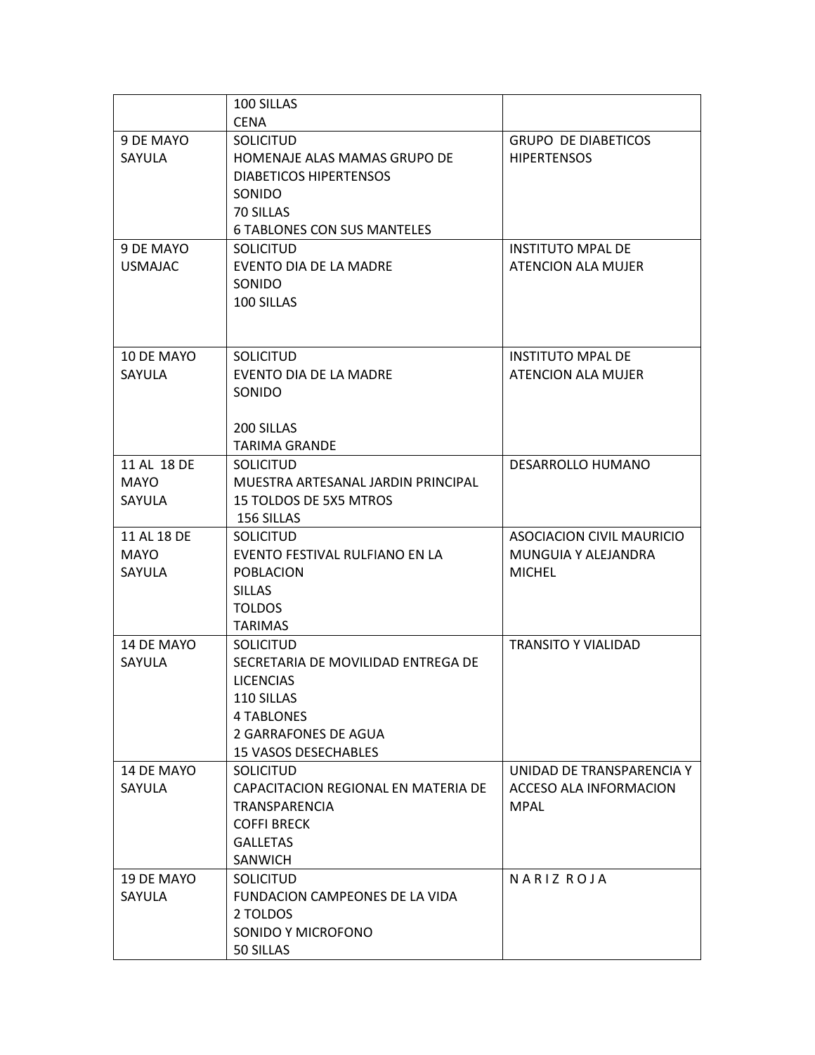| | | |
|---|---|---|
| | 100 SILLAS<br>CENA | |
| 9 DE MAYO<br>SAYULA | SOLICITUD<br>HOMENAJE ALAS MAMAS GRUPO DE DIABETICOS HIPERTENSOS<br>SONIDO<br>70 SILLAS<br>6 TABLONES CON SUS MANTELES | GRUPO DE DIABETICOS HIPERTENSOS |
| 9 DE MAYO<br>USMAJAC | SOLICITUD<br>EVENTO DIA DE LA MADRE<br>SONIDO<br>100 SILLAS | INSTITUTO MPAL DE ATENCION ALA MUJER |
| 10 DE MAYO<br>SAYULA | SOLICITUD<br>EVENTO DIA DE LA MADRE<br>SONIDO<br><br>200 SILLAS<br>TARIMA GRANDE | INSTITUTO MPAL DE ATENCION ALA MUJER |
| 11 AL 18 DE MAYO<br>SAYULA | SOLICITUD<br>MUESTRA ARTESANAL JARDIN PRINCIPAL<br>15 TOLDOS DE 5X5 MTROS<br>156 SILLAS | DESARROLLO HUMANO |
| 11 AL 18 DE MAYO<br>SAYULA | SOLICITUD<br>EVENTO FESTIVAL RULFIANO EN LA POBLACION<br>SILLAS<br>TOLDOS<br>TARIMAS | ASOCIACION CIVIL MAURICIO MUNGUIA Y ALEJANDRA MICHEL |
| 14 DE MAYO<br>SAYULA | SOLICITUD<br>SECRETARIA DE MOVILIDAD ENTREGA DE LICENCIAS<br>110 SILLAS<br>4 TABLONES<br>2 GARRAFONES DE AGUA<br>15 VASOS DESECHABLES | TRANSITO Y VIALIDAD |
| 14 DE MAYO<br>SAYULA | SOLICITUD<br>CAPACITACION REGIONAL EN MATERIA DE TRANSPARENCIA<br>COFFI BRECK<br>GALLETAS<br>SANWICH | UNIDAD DE TRANSPARENCIA Y ACCESO ALA INFORMACION MPAL |
| 19 DE MAYO<br>SAYULA | SOLICITUD<br>FUNDACION CAMPEONES DE LA VIDA<br>2 TOLDOS<br>SONIDO Y MICROFONO<br>50 SILLAS | N A R I Z R O J A |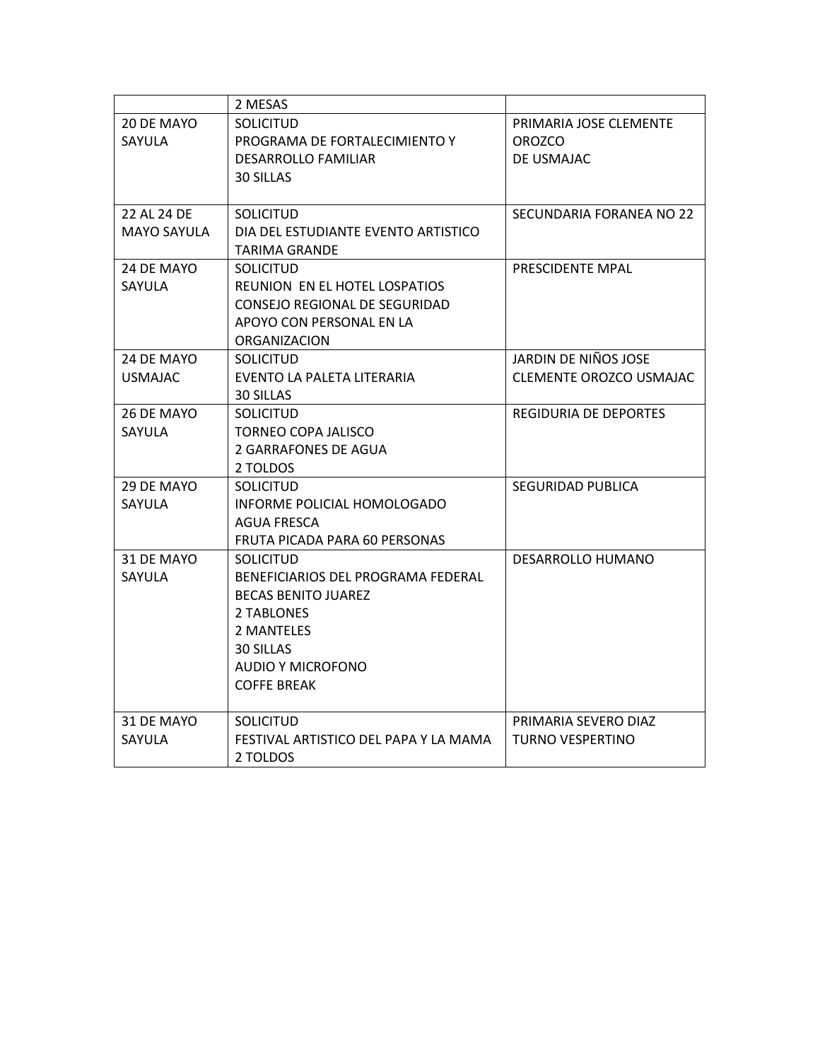| | | |
|---|---|---|
| | 2 MESAS | |
| 20 DE MAYO SAYULA | SOLICITUD<br>PROGRAMA DE FORTALECIMIENTO Y DESARROLLO FAMILIAR<br>30 SILLAS | PRIMARIA JOSE CLEMENTE OROZCO<br>DE USMAJAC |
| 22 AL 24 DE MAYO SAYULA | SOLICITUD<br>DIA DEL ESTUDIANTE EVENTO ARTISTICO<br>TARIMA GRANDE | SECUNDARIA FORANEA NO 22 |
| 24 DE MAYO SAYULA | SOLICITUD<br>REUNION EN EL HOTEL LOSPATIOS<br>CONSEJO REGIONAL DE SEGURIDAD<br>APOYO CON PERSONAL EN LA ORGANIZACION | PRESCIDENTE MPAL |
| 24 DE MAYO USMAJAC | SOLICITUD<br>EVENTO LA PALETA LITERARIA<br>30 SILLAS | JARDIN DE NIÑOS JOSE CLEMENTE OROZCO USMAJAC |
| 26 DE MAYO SAYULA | SOLICITUD<br>TORNEO COPA JALISCO<br>2 GARRAFONES DE AGUA<br>2 TOLDOS | REGIDURIA DE DEPORTES |
| 29 DE MAYO SAYULA | SOLICITUD<br>INFORME POLICIAL HOMOLOGADO<br>AGUA FRESCA<br>FRUTA PICADA PARA 60 PERSONAS | SEGURIDAD PUBLICA |
| 31 DE MAYO SAYULA | SOLICITUD<br>BENEFICIARIOS DEL PROGRAMA FEDERAL<br>BECAS BENITO JUAREZ<br>2 TABLONES<br>2 MANTELES<br>30 SILLAS<br>AUDIO Y MICROFONO<br>COFFE BREAK | DESARROLLO HUMANO |
| 31 DE MAYO SAYULA | SOLICITUD<br>FESTIVAL ARTISTICO DEL PAPA Y LA MAMA<br>2 TOLDOS | PRIMARIA SEVERO DIAZ<br>TURNO VESPERTINO |